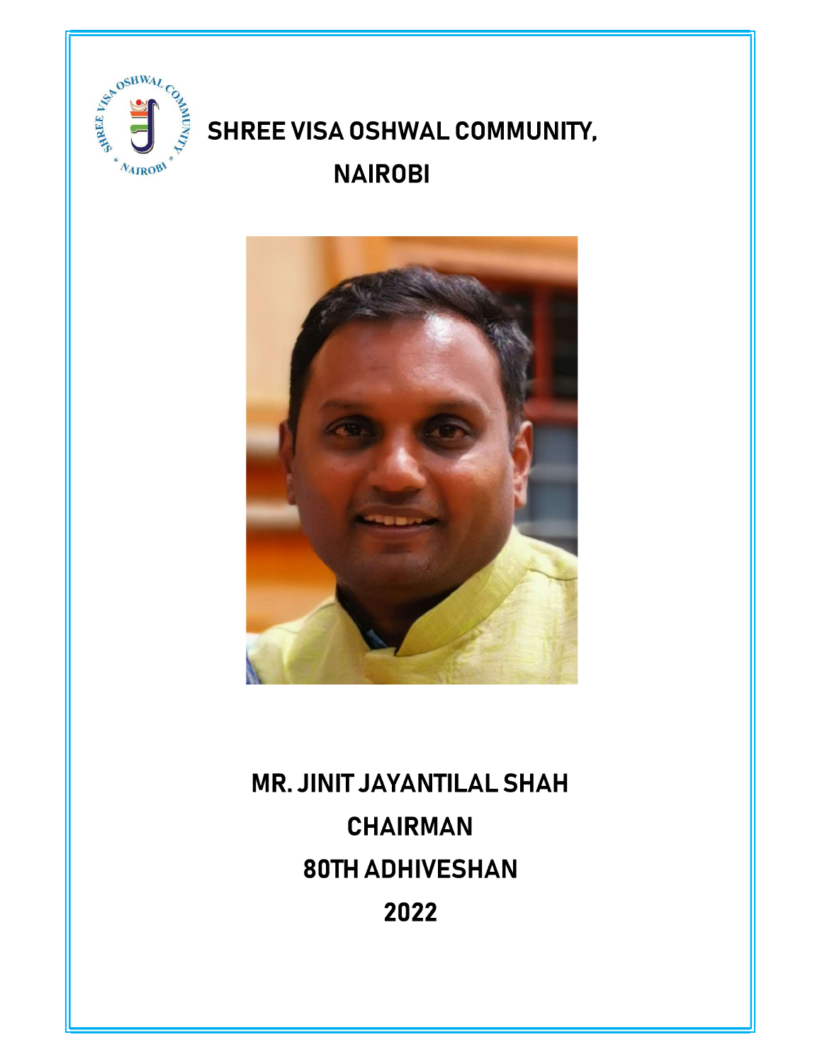# SHREE VISA OSHWAL COMMUNITY, NAIROBI

## MR. JINIT JAYANTILAL SHAH

## CHAIRMAN

## 80TH ADHIVESHAN

## 2022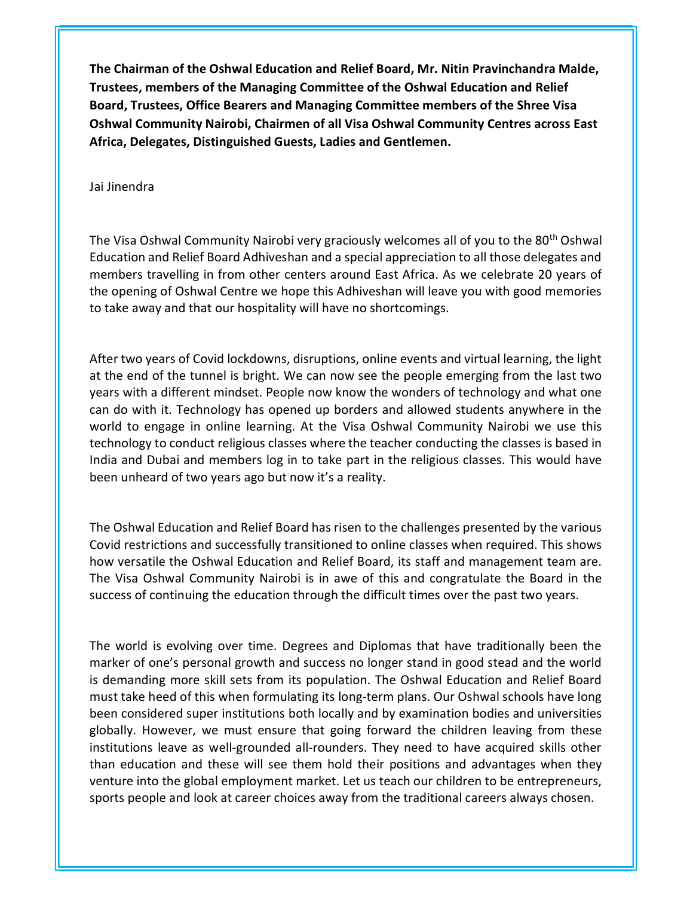**The Chairman of the Oshwal Education and Relief Board, Mr. Nitin Pravinchandra Malde, Trustees, members of the Managing Committee of the Oshwal Education and Relief Board, Trustees, Office Bearers and Managing Committee members of the Shree Visa Oshwal Community Nairobi, Chairmen of all Visa Oshwal Community Centres across East Africa, Delegates, Distinguished Guests, Ladies and Gentlemen.**

Jai Jinendra

The Visa Oshwal Community Nairobi very graciously welcomes all of you to the 80th Oshwal Education and Relief Board Adhiveshan and a special appreciation to all those delegates and members travelling in from other centers around East Africa. As we celebrate 20 years of the opening of Oshwal Centre we hope this Adhiveshan will leave you with good memories to take away and that our hospitality will have no shortcomings.

After two years of Covid lockdowns, disruptions, online events and virtual learning, the light at the end of the tunnel is bright. We can now see the people emerging from the last two years with a different mindset. People now know the wonders of technology and what one can do with it. Technology has opened up borders and allowed students anywhere in the world to engage in online learning. At the Visa Oshwal Community Nairobi we use this technology to conduct religious classes where the teacher conducting the classes is based in India and Dubai and members log in to take part in the religious classes. This would have been unheard of two years ago but now it's a reality.

The Oshwal Education and Relief Board has risen to the challenges presented by the various Covid restrictions and successfully transitioned to online classes when required. This shows how versatile the Oshwal Education and Relief Board, its staff and management team are. The Visa Oshwal Community Nairobi is in awe of this and congratulate the Board in the success of continuing the education through the difficult times over the past two years.

The world is evolving over time. Degrees and Diplomas that have traditionally been the marker of one's personal growth and success no longer stand in good stead and the world is demanding more skill sets from its population. The Oshwal Education and Relief Board must take heed of this when formulating its long-term plans. Our Oshwal schools have long been considered super institutions both locally and by examination bodies and universities globally. However, we must ensure that going forward the children leaving from these institutions leave as well-grounded all-rounders. They need to have acquired skills other than education and these will see them hold their positions and advantages when they venture into the global employment market. Let us teach our children to be entrepreneurs, sports people and look at career choices away from the traditional careers always chosen.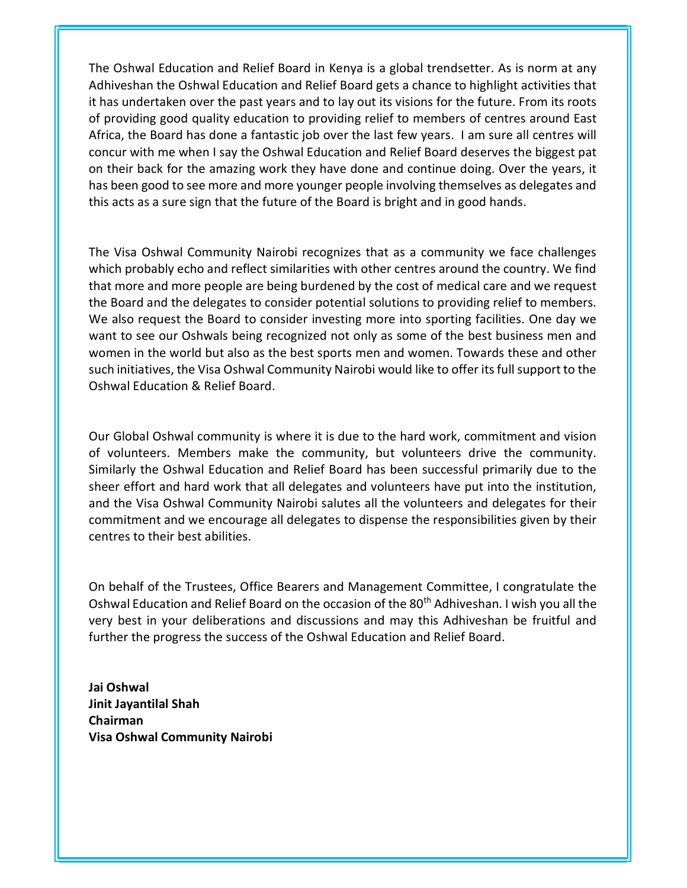The Oshwal Education and Relief Board in Kenya is a global trendsetter. As is norm at any Adhiveshan the Oshwal Education and Relief Board gets a chance to highlight activities that it has undertaken over the past years and to lay out its visions for the future. From its roots of providing good quality education to providing relief to members of centres around East Africa, the Board has done a fantastic job over the last few years. I am sure all centres will concur with me when I say the Oshwal Education and Relief Board deserves the biggest pat on their back for the amazing work they have done and continue doing. Over the years, it has been good to see more and more younger people involving themselves as delegates and this acts as a sure sign that the future of the Board is bright and in good hands.

The Visa Oshwal Community Nairobi recognizes that as a community we face challenges which probably echo and reflect similarities with other centres around the country. We find that more and more people are being burdened by the cost of medical care and we request the Board and the delegates to consider potential solutions to providing relief to members. We also request the Board to consider investing more into sporting facilities. One day we want to see our Oshwals being recognized not only as some of the best business men and women in the world but also as the best sports men and women. Towards these and other such initiatives, the Visa Oshwal Community Nairobi would like to offer its full support to the Oshwal Education & Relief Board.

Our Global Oshwal community is where it is due to the hard work, commitment and vision of volunteers. Members make the community, but volunteers drive the community. Similarly the Oshwal Education and Relief Board has been successful primarily due to the sheer effort and hard work that all delegates and volunteers have put into the institution, and the Visa Oshwal Community Nairobi salutes all the volunteers and delegates for their commitment and we encourage all delegates to dispense the responsibilities given by their centres to their best abilities.

On behalf of the Trustees, Office Bearers and Management Committee, I congratulate the Oshwal Education and Relief Board on the occasion of the 80th Adhiveshan. I wish you all the very best in your deliberations and discussions and may this Adhiveshan be fruitful and further the progress the success of the Oshwal Education and Relief Board.

**Jai Oshwal**
**Jinit Jayantilal Shah**
**Chairman**
**Visa Oshwal Community Nairobi**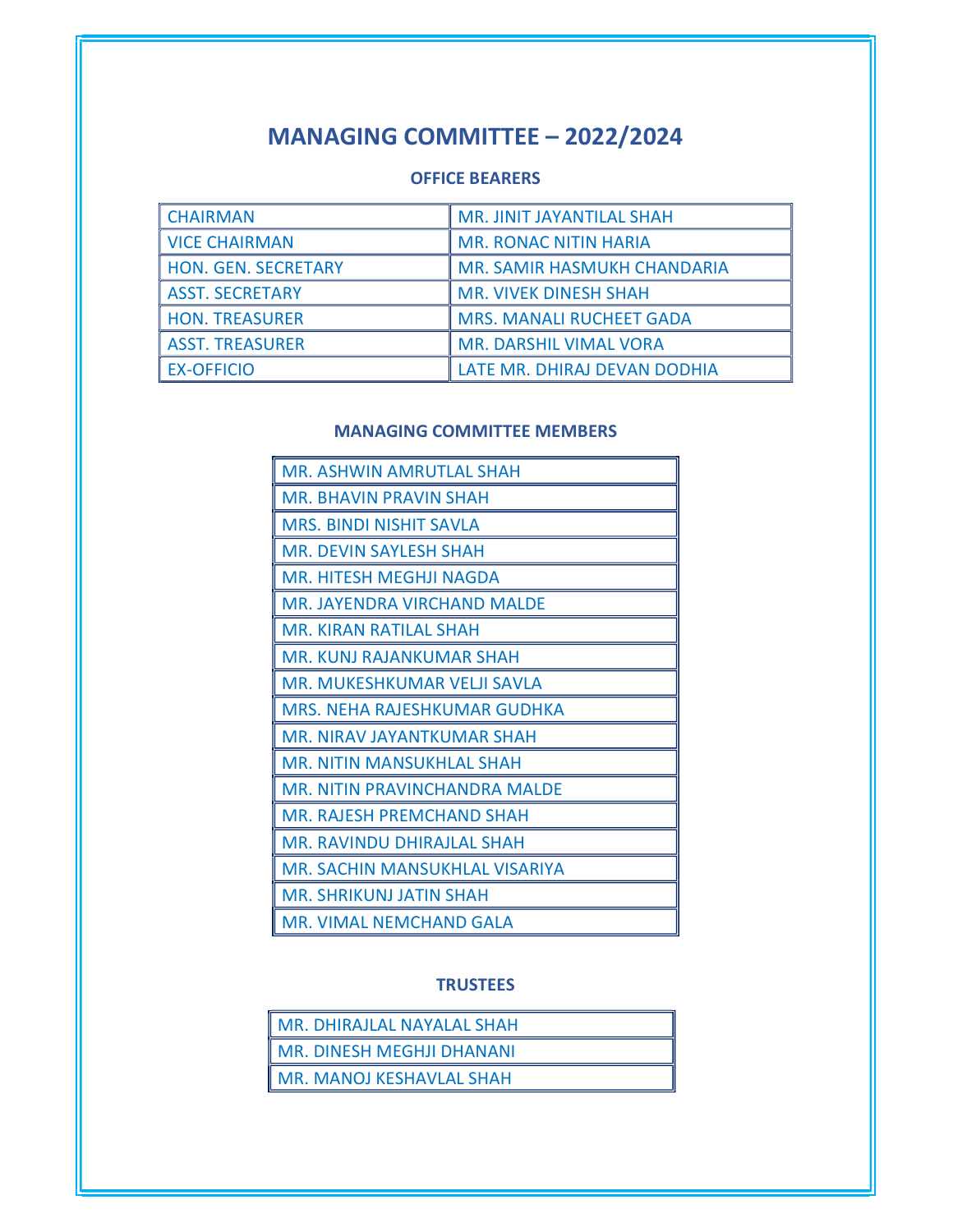# MANAGING COMMITTEE – 2022/2024

### OFFICE BEARERS

| | |
|---|---|
| CHAIRMAN | MR. JINIT JAYANTILAL SHAH |
| VICE CHAIRMAN | MR. RONAC NITIN HARIA |
| HON. GEN. SECRETARY | MR. SAMIR HASMUKH CHANDARIA |
| ASST. SECRETARY | MR. VIVEK DINESH SHAH |
| HON. TREASURER | MRS. MANALI RUCHEET GADA |
| ASST. TREASURER | MR. DARSHIL VIMAL VORA |
| EX-OFFICIO | LATE MR. DHIRAJ DEVAN DODHIA |

### MANAGING COMMITTEE MEMBERS

| |
|---|
| MR. ASHWIN AMRUTLAL SHAH |
| MR. BHAVIN PRAVIN SHAH |
| MRS. BINDI NISHIT SAVLA |
| MR. DEVIN SAYLESH SHAH |
| MR. HITESH MEGHJI NAGDA |
| MR. JAYENDRA VIRCHAND MALDE |
| MR. KIRAN RATILAL SHAH |
| MR. KUNJ RAJANKUMAR SHAH |
| MR. MUKESHKUMAR VELJI SAVLA |
| MRS. NEHA RAJESHKUMAR GUDHKA |
| MR. NIRAV JAYANTKUMAR SHAH |
| MR. NITIN MANSUKHLAL SHAH |
| MR. NITIN PRAVINCHANDRA MALDE |
| MR. RAJESH PREMCHAND SHAH |
| MR. RAVINDU DHIRAJLAL SHAH |
| MR. SACHIN MANSUKHLAL VISARIYA |
| MR. SHRIKUNJ JATIN SHAH |
| MR. VIMAL NEMCHAND GALA |

### TRUSTEES

| |
|---|
| MR. DHIRAJLAL NAYALAL SHAH |
| MR. DINESH MEGHJI DHANANI |
| MR. MANOJ KESHAVLAL SHAH |